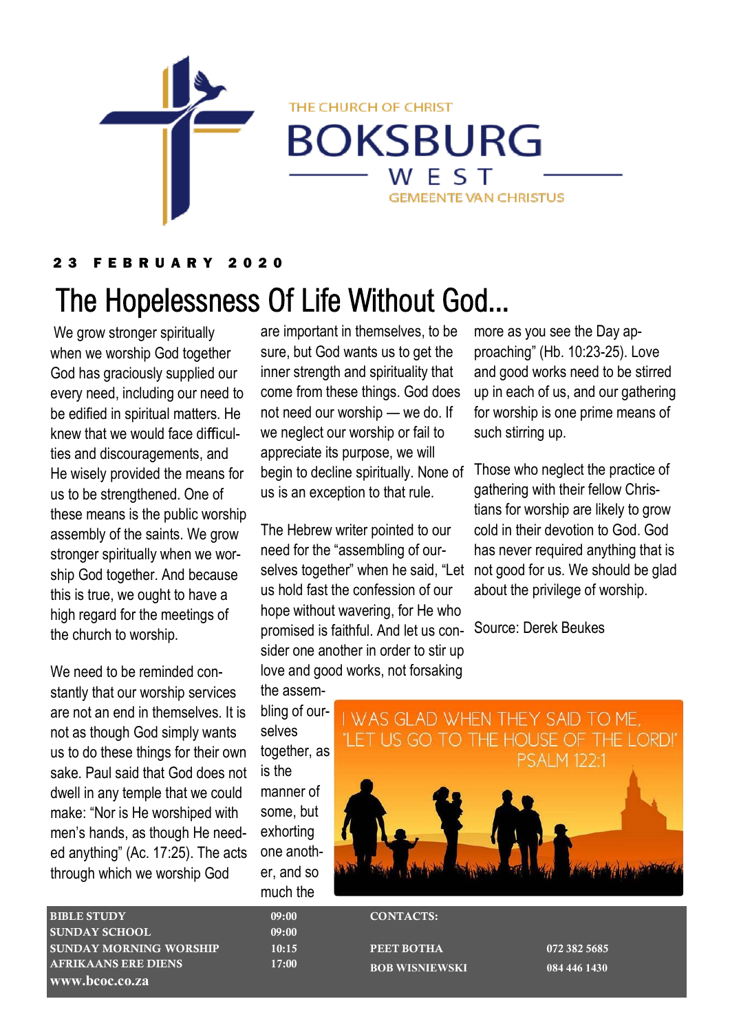THE CHURCH OF CHRIST

# BOKSBURG WEST

GEMEENTE VAN CHRISTUS

**23 FEBRUARY 2020**

## The Hopelessness Of Life Without God...

We grow stronger spiritually when we worship God together God has graciously supplied our every need, including our need to be edified in spiritual matters. He knew that we would face difficulties and discouragements, and He wisely provided the means for us to be strengthened. One of these means is the public worship assembly of the saints. We grow stronger spiritually when we worship God together. And because this is true, we ought to have a high regard for the meetings of the church to worship.

We need to be reminded constantly that our worship services are not an end in themselves. It is not as though God simply wants us to do these things for their own sake. Paul said that God does not dwell in any temple that we could make: "Nor is He worshiped with men's hands, as though He needed anything" (Ac. 17:25). The acts through which we worship God are important in themselves, to be sure, but God wants us to get the inner strength and spirituality that come from these things. God does not need our worship — we do. If we neglect our worship or fail to appreciate its purpose, we will begin to decline spiritually. None of us is an exception to that rule.

The Hebrew writer pointed to our need for the "assembling of ourselves together" when he said, "Let us hold fast the confession of our hope without wavering, for He who promised is faithful. And let us consider one another in order to stir up love and good works, not forsaking the assembling of ourselves together, as is the manner of some, but exhorting one another, and so much the more as you see the Day approaching" (Hb. 10:23-25). Love and good works need to be stirred up in each of us, and our gathering for worship is one prime means of such stirring up.

Those who neglect the practice of gathering with their fellow Christians for worship are likely to grow cold in their devotion to God. God has never required anything that is not good for us. We should be glad about the privilege of worship.

Source: Derek Beukes

I WAS GLAD WHEN THEY SAID TO ME, "LET US GO TO THE HOUSE OF THE LORD!" PSALM 122:1

| | | CONTACTS: | |
|---|---|---|---|
| BIBLE STUDY | 09:00 | | |
| SUNDAY SCHOOL | 09:00 | | |
| SUNDAY MORNING WORSHIP | 10:15 | PEET BOTHA | 072 382 5685 |
| AFRIKAANS ERE DIENS | 17:00 | BOB WISNIEWSKI | 084 446 1430 |

www.bcoc.co.za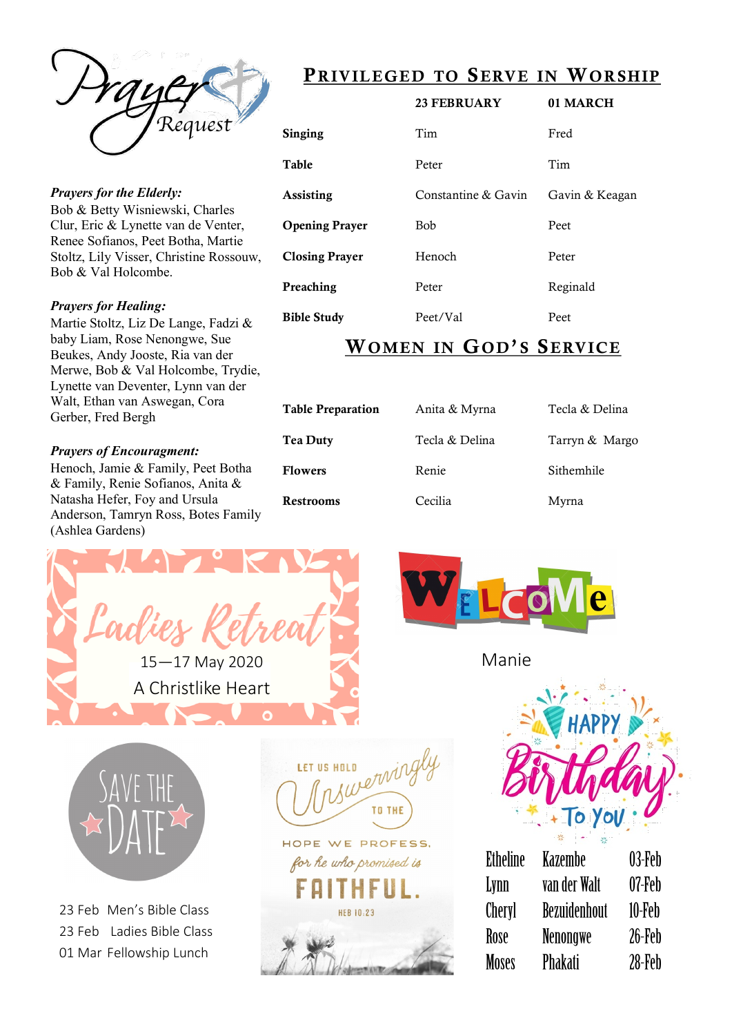# Prayer Request

***Prayers for the Elderly:***
Bob & Betty Wisniewski, Charles Clur, Eric & Lynette van de Venter, Renee Sofianos, Peet Botha, Martie Stoltz, Lily Visser, Christine Rossouw, Bob & Val Holcombe.

***Prayers for Healing:***
Martie Stoltz, Liz De Lange, Fadzi & baby Liam, Rose Nenongwe, Sue Beukes, Andy Jooste, Ria van der Merwe, Bob & Val Holcombe, Trydie, Lynette van Deventer, Lynn van der Walt, Ethan van Aswegan, Cora Gerber, Fred Bergh

***Prayers of Encouragment:***
Henoch, Jamie & Family, Peet Botha & Family, Renie Sofianos, Anita & Natasha Hefer, Foy and Ursula Anderson, Tamryn Ross, Botes Family (Ashlea Gardens)

## Privileged to Serve in Worship

| | 23 FEBRUARY | 01 MARCH |
|---|---|---|
| **Singing** | Tim | Fred |
| **Table** | Peter | Tim |
| **Assisting** | Constantine & Gavin | Gavin & Keagan |
| **Opening Prayer** | Bob | Peet |
| **Closing Prayer** | Henoch | Peter |
| **Preaching** | Peter | Reginald |
| **Bible Study** | Peet/Val | Peet |

## Women in God's Service

| | | |
|---|---|---|
| **Table Preparation** | Anita & Myrna | Tecla & Delina |
| **Tea Duty** | Tecla & Delina | Tarryn & Margo |
| **Flowers** | Renie | Sithemhile |
| **Restrooms** | Cecilia | Myrna |

## Ladies Retreat

15—17 May 2020

A Christlike Heart

## Welcome

Manie

## Save the Date

23 Feb Men's Bible Class

23 Feb Ladies Bible Class

01 Mar Fellowship Lunch

LET US HOLD Unswervingly TO THE HOPE WE PROFESS, for he who promised is FAITHFUL.

HEB 10:23

## Happy Birthday To You

| | | |
|---|---|---|
| Etheline | Kazembe | 03-Feb |
| Lynn | van der Walt | 07-Feb |
| Cheryl | Bezuidenhout | 10-Feb |
| Rose | Nenongwe | 26-Feb |
| Moses | Phakati | 28-Feb |